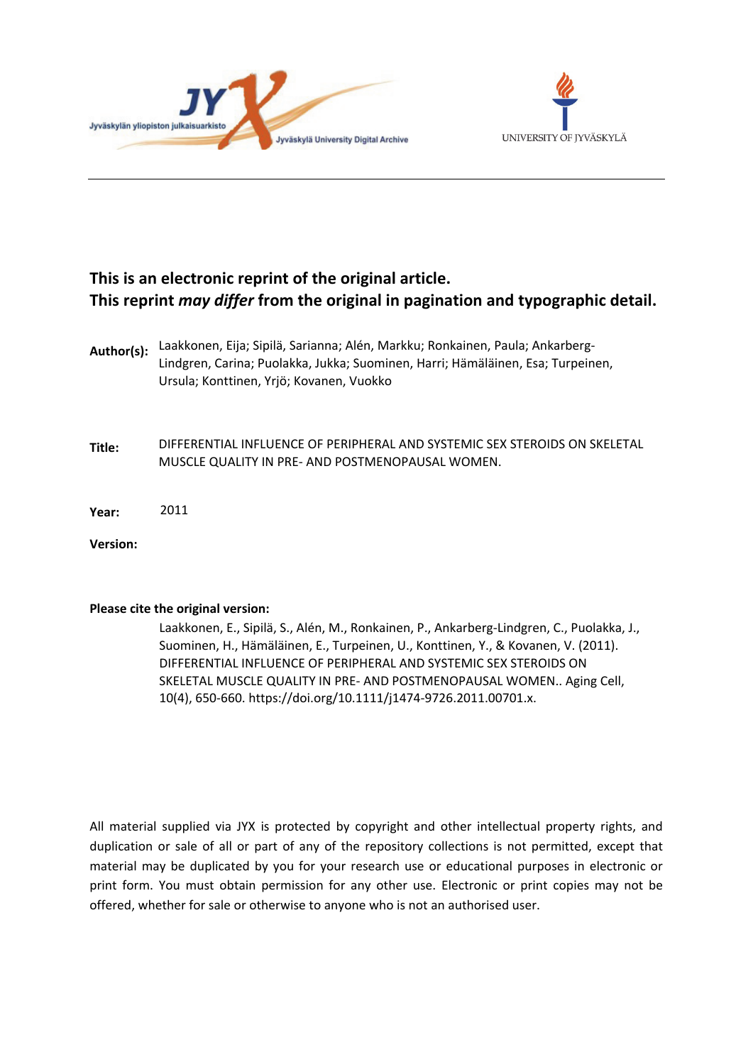Jyväskylän yliopiston julkaisuarkisto — Jyväskylä University Digital Archive

UNIVERSITY OF JYVÄSKYLÄ

**This is an electronic reprint of the original article.**
**This reprint *may differ* from the original in pagination and typographic detail.**

**Author(s):** Laakkonen, Eija; Sipilä, Sarianna; Alén, Markku; Ronkainen, Paula; Ankarberg-Lindgren, Carina; Puolakka, Jukka; Suominen, Harri; Hämäläinen, Esa; Turpeinen, Ursula; Konttinen, Yrjö; Kovanen, Vuokko

**Title:** DIFFERENTIAL INFLUENCE OF PERIPHERAL AND SYSTEMIC SEX STEROIDS ON SKELETAL MUSCLE QUALITY IN PRE- AND POSTMENOPAUSAL WOMEN.

**Year:** 2011

**Version:**

**Please cite the original version:**

Laakkonen, E., Sipilä, S., Alén, M., Ronkainen, P., Ankarberg-Lindgren, C., Puolakka, J., Suominen, H., Hämäläinen, E., Turpeinen, U., Konttinen, Y., & Kovanen, V. (2011). DIFFERENTIAL INFLUENCE OF PERIPHERAL AND SYSTEMIC SEX STEROIDS ON SKELETAL MUSCLE QUALITY IN PRE- AND POSTMENOPAUSAL WOMEN.. Aging Cell, 10(4), 650-660. https://doi.org/10.1111/j1474-9726.2011.00701.x.

All material supplied via JYX is protected by copyright and other intellectual property rights, and duplication or sale of all or part of any of the repository collections is not permitted, except that material may be duplicated by you for your research use or educational purposes in electronic or print form. You must obtain permission for any other use. Electronic or print copies may not be offered, whether for sale or otherwise to anyone who is not an authorised user.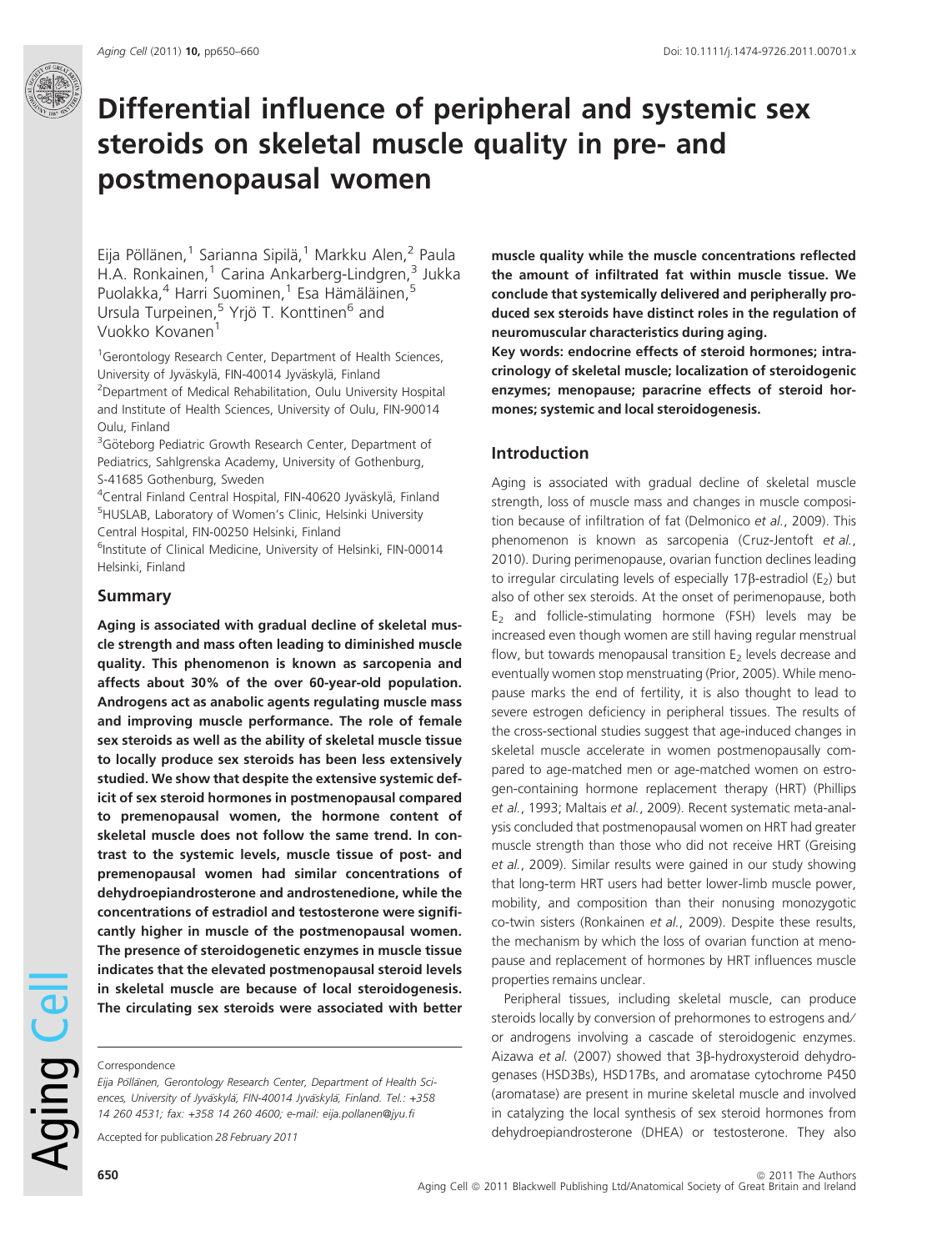# Differential influence of peripheral and systemic sex steroids on skeletal muscle quality in pre- and postmenopausal women

Eija Pöllänen,[1] Sarianna Sipilä,[1] Markku Alen,[2] Paula H.A. Ronkainen,[1] Carina Ankarberg-Lindgren,[3] Jukka Puolakka,[4] Harri Suominen,[1] Esa Hämäläinen,[5] Ursula Turpeinen,[5] Yrjö T. Konttinen[6] and Vuokko Kovanen[1]

[1]Gerontology Research Center, Department of Health Sciences, University of Jyväskylä, FIN-40014 Jyväskylä, Finland
[2]Department of Medical Rehabilitation, Oulu University Hospital and Institute of Health Sciences, University of Oulu, FIN-90014 Oulu, Finland
[3]Göteborg Pediatric Growth Research Center, Department of Pediatrics, Sahlgrenska Academy, University of Gothenburg, S-41685 Gothenburg, Sweden
[4]Central Finland Central Hospital, FIN-40620 Jyväskylä, Finland
[5]HUSLAB, Laboratory of Women's Clinic, Helsinki University Central Hospital, FIN-00250 Helsinki, Finland
[6]Institute of Clinical Medicine, University of Helsinki, FIN-00014 Helsinki, Finland

## Summary

**Aging is associated with gradual decline of skeletal muscle strength and mass often leading to diminished muscle quality. This phenomenon is known as sarcopenia and affects about 30% of the over 60-year-old population. Androgens act as anabolic agents regulating muscle mass and improving muscle performance. The role of female sex steroids as well as the ability of skeletal muscle tissue to locally produce sex steroids has been less extensively studied. We show that despite the extensive systemic deficit of sex steroid hormones in postmenopausal compared to premenopausal women, the hormone content of skeletal muscle does not follow the same trend. In contrast to the systemic levels, muscle tissue of post- and premenopausal women had similar concentrations of dehydroepiandrosterone and androstenedione, while the concentrations of estradiol and testosterone were significantly higher in muscle of the postmenopausal women. The presence of steroidogenetic enzymes in muscle tissue indicates that the elevated postmenopausal steroid levels in skeletal muscle are because of local steroidogenesis. The circulating sex steroids were associated with better muscle quality while the muscle concentrations reflected the amount of infiltrated fat within muscle tissue. We conclude that systemically delivered and peripherally produced sex steroids have distinct roles in the regulation of neuromuscular characteristics during aging.**

**Key words: endocrine effects of steroid hormones; intracrinology of skeletal muscle; localization of steroidogenic enzymes; menopause; paracrine effects of steroid hormones; systemic and local steroidogenesis.**

Correspondence

*Eija Pöllänen, Gerontology Research Center, Department of Health Sciences, University of Jyväskylä, FIN-40014 Jyväskylä, Finland. Tel.: +358 14 260 4531; fax: +358 14 260 4600; e-mail: eija.pollanen@jyu.fi*

Accepted for publication *28 February 2011*

## Introduction

Aging is associated with gradual decline of skeletal muscle strength, loss of muscle mass and changes in muscle composition because of infiltration of fat (Delmonico *et al.*, 2009). This phenomenon is known as sarcopenia (Cruz-Jentoft *et al.*, 2010). During perimenopause, ovarian function declines leading to irregular circulating levels of especially 17β-estradiol ($E_2$) but also of other sex steroids. At the onset of perimenopause, both $E_2$ and follicle-stimulating hormone (FSH) levels may be increased even though women are still having regular menstrual flow, but towards menopausal transition $E_2$ levels decrease and eventually women stop menstruating (Prior, 2005). While menopause marks the end of fertility, it is also thought to lead to severe estrogen deficiency in peripheral tissues. The results of the cross-sectional studies suggest that age-induced changes in skeletal muscle accelerate in women postmenopausally compared to age-matched men or age-matched women on estrogen-containing hormone replacement therapy (HRT) (Phillips *et al.*, 1993; Maltais *et al.*, 2009). Recent systematic meta-analysis concluded that postmenopausal women on HRT had greater muscle strength than those who did not receive HRT (Greising *et al.*, 2009). Similar results were gained in our study showing that long-term HRT users had better lower-limb muscle power, mobility, and composition than their nonusing monozygotic co-twin sisters (Ronkainen *et al.*, 2009). Despite these results, the mechanism by which the loss of ovarian function at menopause and replacement of hormones by HRT influences muscle properties remains unclear.

Peripheral tissues, including skeletal muscle, can produce steroids locally by conversion of prehormones to estrogens and/or androgens involving a cascade of steroidogenic enzymes. Aizawa *et al.* (2007) showed that 3β-hydroxysteroid dehydrogenases (HSD3Bs), HSD17Bs, and aromatase cytochrome P450 (aromatase) are present in murine skeletal muscle and involved in catalyzing the local synthesis of sex steroid hormones from dehydroepiandrosterone (DHEA) or testosterone. They also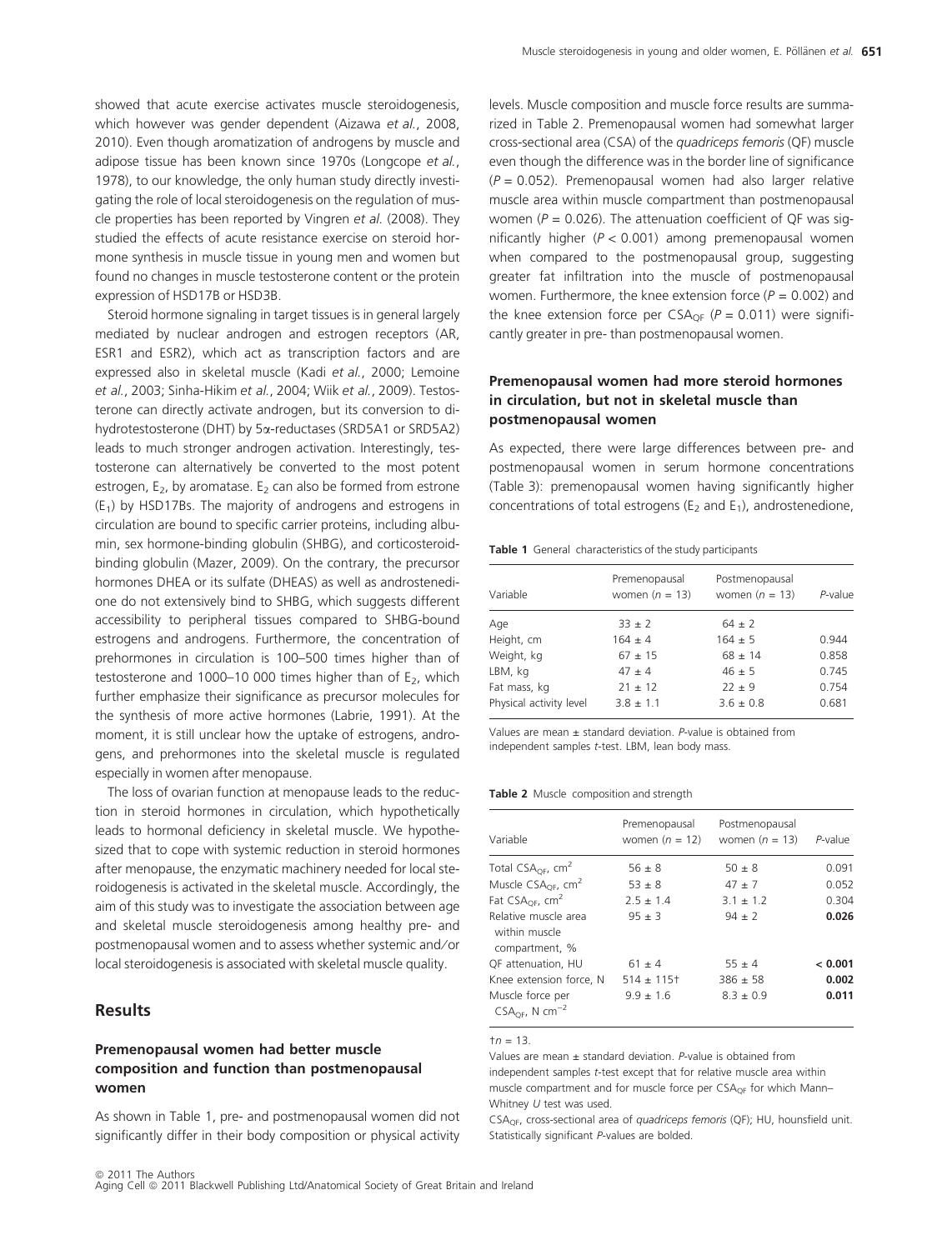showed that acute exercise activates muscle steroidogenesis, which however was gender dependent (Aizawa *et al.*, 2008, 2010). Even though aromatization of androgens by muscle and adipose tissue has been known since 1970s (Longcope *et al.*, 1978), to our knowledge, the only human study directly investigating the role of local steroidogenesis on the regulation of muscle properties has been reported by Vingren *et al.* (2008). They studied the effects of acute resistance exercise on steroid hormone synthesis in muscle tissue in young men and women but found no changes in muscle testosterone content or the protein expression of HSD17B or HSD3B.

Steroid hormone signaling in target tissues is in general largely mediated by nuclear androgen and estrogen receptors (AR, ESR1 and ESR2), which act as transcription factors and are expressed also in skeletal muscle (Kadi *et al.*, 2000; Lemoine *et al.*, 2003; Sinha-Hikim *et al.*, 2004; Wiik *et al.*, 2009). Testosterone can directly activate androgen, but its conversion to dihydrotestosterone (DHT) by 5α-reductases (SRD5A1 or SRD5A2) leads to much stronger androgen activation. Interestingly, testosterone can alternatively be converted to the most potent estrogen, $E_2$, by aromatase. $E_2$ can also be formed from estrone ($E_1$) by HSD17Bs. The majority of androgens and estrogens in circulation are bound to specific carrier proteins, including albumin, sex hormone-binding globulin (SHBG), and corticosteroid-binding globulin (Mazer, 2009). On the contrary, the precursor hormones DHEA or its sulfate (DHEAS) as well as androstenedione do not extensively bind to SHBG, which suggests different accessibility to peripheral tissues compared to SHBG-bound estrogens and androgens. Furthermore, the concentration of prehormones in circulation is 100–500 times higher than of testosterone and 1000–10 000 times higher than of $E_2$, which further emphasize their significance as precursor molecules for the synthesis of more active hormones (Labrie, 1991). At the moment, it is still unclear how the uptake of estrogens, androgens, and prehormones into the skeletal muscle is regulated especially in women after menopause.

The loss of ovarian function at menopause leads to the reduction in steroid hormones in circulation, which hypothetically leads to hormonal deficiency in skeletal muscle. We hypothesized that to cope with systemic reduction in steroid hormones after menopause, the enzymatic machinery needed for local steroidogenesis is activated in the skeletal muscle. Accordingly, the aim of this study was to investigate the association between age and skeletal muscle steroidogenesis among healthy pre- and postmenopausal women and to assess whether systemic and/or local steroidogenesis is associated with skeletal muscle quality.

## Results

### Premenopausal women had better muscle composition and function than postmenopausal women

As shown in Table 1, pre- and postmenopausal women did not significantly differ in their body composition or physical activity levels. Muscle composition and muscle force results are summarized in Table 2. Premenopausal women had somewhat larger cross-sectional area (CSA) of the *quadriceps femoris* (QF) muscle even though the difference was in the border line of significance ($P = 0.052$). Premenopausal women had also larger relative muscle area within muscle compartment than postmenopausal women ($P = 0.026$). The attenuation coefficient of QF was significantly higher ($P < 0.001$) among premenopausal women when compared to the postmenopausal group, suggesting greater fat infiltration into the muscle of postmenopausal women. Furthermore, the knee extension force ($P = 0.002$) and the knee extension force per $CSA_{QF}$ ($P = 0.011$) were significantly greater in pre- than postmenopausal women.

### Premenopausal women had more steroid hormones in circulation, but not in skeletal muscle than postmenopausal women

As expected, there were large differences between pre- and postmenopausal women in serum hormone concentrations (Table 3): premenopausal women having significantly higher concentrations of total estrogens ($E_2$ and $E_1$), androstenedione,

**Table 1** General characteristics of the study participants

| Variable | Premenopausal women ($n = 13$) | Postmenopausal women ($n = 13$) | *P*-value |
|---|---|---|---|
| Age | 33 ± 2 | 64 ± 2 | |
| Height, cm | 164 ± 4 | 164 ± 5 | 0.944 |
| Weight, kg | 67 ± 15 | 68 ± 14 | 0.858 |
| LBM, kg | 47 ± 4 | 46 ± 5 | 0.745 |
| Fat mass, kg | 21 ± 12 | 22 ± 9 | 0.754 |
| Physical activity level | 3.8 ± 1.1 | 3.6 ± 0.8 | 0.681 |

Values are mean ± standard deviation. *P*-value is obtained from independent samples *t*-test. LBM, lean body mass.

**Table 2** Muscle composition and strength

| Variable | Premenopausal women ($n = 12$) | Postmenopausal women ($n = 13$) | *P*-value |
|---|---|---|---|
| Total $CSA_{QF}$, $cm^2$ | 56 ± 8 | 50 ± 8 | 0.091 |
| Muscle $CSA_{QF}$, $cm^2$ | 53 ± 8 | 47 ± 7 | 0.052 |
| Fat $CSA_{QF}$, $cm^2$ | 2.5 ± 1.4 | 3.1 ± 1.2 | 0.304 |
| Relative muscle area within muscle compartment, % | 95 ± 3 | 94 ± 2 | **0.026** |
| QF attenuation, HU | 61 ± 4 | 55 ± 4 | **< 0.001** |
| Knee extension force, N | 514 ± 115† | 386 ± 58 | **0.002** |
| Muscle force per $CSA_{QF}$, N $cm^{-2}$ | 9.9 ± 1.6 | 8.3 ± 0.9 | **0.011** |

†$n = 13$.

Values are mean ± standard deviation. *P*-value is obtained from independent samples *t*-test except that for relative muscle area within muscle compartment and for muscle force per $CSA_{QF}$ for which Mann–Whitney *U* test was used.

$CSA_{QF}$, cross-sectional area of *quadriceps femoris* (QF); HU, hounsfield unit. Statistically significant *P*-values are bolded.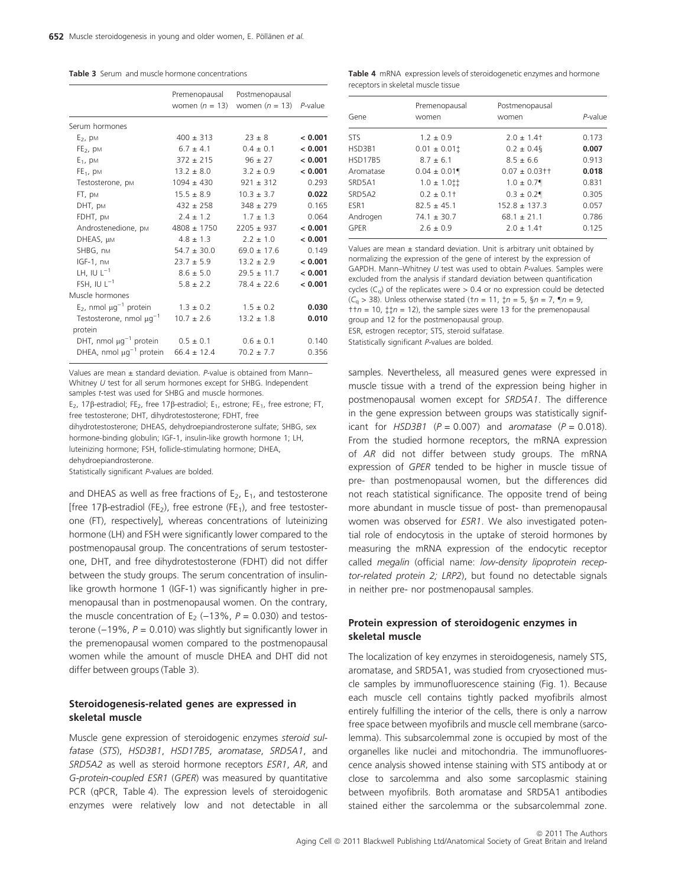**Table 3** Serum and muscle hormone concentrations

| | Premenopausal women ($n$ = 13) | Postmenopausal women ($n$ = 13) | $P$-value |
|---|---|---|---|
| Serum hormones | | | |
| $E_2$, pM | 400 ± 313 | 23 ± 8 | **< 0.001** |
| $FE_2$, pM | 6.7 ± 4.1 | 0.4 ± 0.1 | **< 0.001** |
| $E_1$, pM | 372 ± 215 | 96 ± 27 | **< 0.001** |
| $FE_1$, pM | 13.2 ± 8.0 | 3.2 ± 0.9 | **< 0.001** |
| Testosterone, pM | 1094 ± 430 | 921 ± 312 | 0.293 |
| FT, pM | 15.5 ± 8.9 | 10.3 ± 3.7 | **0.022** |
| DHT, pM | 432 ± 258 | 348 ± 279 | 0.165 |
| FDHT, pM | 2.4 ± 1.2 | 1.7 ± 1.3 | 0.064 |
| Androstenedione, pM | 4808 ± 1750 | 2205 ± 937 | **< 0.001** |
| DHEAS, μM | 4.8 ± 1.3 | 2.2 ± 1.0 | **< 0.001** |
| SHBG, nM | 54.7 ± 30.0 | 69.0 ± 17.6 | 0.149 |
| IGF-1, nM | 23.7 ± 5.9 | 13.2 ± 2.9 | **< 0.001** |
| LH, IU $L^{-1}$ | 8.6 ± 5.0 | 29.5 ± 11.7 | **< 0.001** |
| FSH, IU $L^{-1}$ | 5.8 ± 2.2 | 78.4 ± 22.6 | **< 0.001** |
| Muscle hormones | | | |
| $E_2$, nmol $\mu g^{-1}$ protein | 1.3 ± 0.2 | 1.5 ± 0.2 | **0.030** |
| Testosterone, nmol $\mu g^{-1}$ protein | 10.7 ± 2.6 | 13.2 ± 1.8 | **0.010** |
| DHT, nmol $\mu g^{-1}$ protein | 0.5 ± 0.1 | 0.6 ± 0.1 | 0.140 |
| DHEA, nmol $\mu g^{-1}$ protein | 66.4 ± 12.4 | 70.2 ± 7.7 | 0.356 |

Values are mean ± standard deviation. $P$-value is obtained from Mann–Whitney $U$ test for all serum hormones except for SHBG. Independent samples $t$-test was used for SHBG and muscle hormones.
$E_2$, 17β-estradiol; $FE_2$, free 17β-estradiol; $E_1$, estrone; $FE_1$, free estrone; FT, free testosterone; DHT, dihydrotestosterone; FDHT, free dihydrotestosterone; DHEAS, dehydroepiandrosterone sulfate; SHBG, sex hormone-binding globulin; IGF-1, insulin-like growth hormone 1; LH, luteinizing hormone; FSH, follicle-stimulating hormone; DHEA, dehydroepiandrosterone.
Statistically significant $P$-values are bolded.

and DHEAS as well as free fractions of $E_2$, $E_1$, and testosterone [free 17β-estradiol ($FE_2$), free estrone ($FE_1$), and free testosterone (FT), respectively], whereas concentrations of luteinizing hormone (LH) and FSH were significantly lower compared to the postmenopausal group. The concentrations of serum testosterone, DHT, and free dihydrotestosterone (FDHT) did not differ between the study groups. The serum concentration of insulin-like growth hormone 1 (IGF-1) was significantly higher in premenopausal than in postmenopausal women. On the contrary, the muscle concentration of $E_2$ (−13%, $P$ = 0.030) and testosterone (−19%, $P$ = 0.010) was slightly but significantly lower in the premenopausal women compared to the postmenopausal women while the amount of muscle DHEA and DHT did not differ between groups (Table 3).

### Steroidogenesis-related genes are expressed in skeletal muscle

Muscle gene expression of steroidogenic enzymes *steroid sulfatase* (*STS*), *HSD3B1*, *HSD17B5*, *aromatase*, *SRD5A1*, and *SRD5A2* as well as steroid hormone receptors *ESR1*, *AR*, and *G-protein-coupled ESR1* (*GPER*) was measured by quantitative PCR (qPCR, Table 4). The expression levels of steroidogenic enzymes were relatively low and not detectable in all

**Table 4** mRNA expression levels of steroidogenetic enzymes and hormone receptors in skeletal muscle tissue

| Gene | Premenopausal women | Postmenopausal women | $P$-value |
|---|---|---|---|
| STS | 1.2 ± 0.9 | 2.0 ± 1.4† | 0.173 |
| HSD3B1 | 0.01 ± 0.01‡ | 0.2 ± 0.4§ | **0.007** |
| HSD17B5 | 8.7 ± 6.1 | 8.5 ± 6.6 | 0.913 |
| Aromatase | 0.04 ± 0.01¶ | 0.07 ± 0.03†† | **0.018** |
| SRD5A1 | 1.0 ± 1.0‡‡ | 1.0 ± 0.7¶ | 0.831 |
| SRD5A2 | 0.2 ± 0.1† | 0.3 ± 0.2¶ | 0.305 |
| ESR1 | 82.5 ± 45.1 | 152.8 ± 137.3 | 0.057 |
| Androgen | 74.1 ± 30.7 | 68.1 ± 21.1 | 0.786 |
| GPER | 2.6 ± 0.9 | 2.0 ± 1.4† | 0.125 |

Values are mean ± standard deviation. Unit is arbitrary unit obtained by normalizing the expression of the gene of interest by the expression of GAPDH. Mann–Whitney $U$ test was used to obtain $P$-values. Samples were excluded from the analysis if standard deviation between quantification cycles ($C_q$) of the replicates were > 0.4 or no expression could be detected ($C_q$ > 38). Unless otherwise stated (†$n$ = 11, ‡$n$ = 5, §$n$ = 7, ¶$n$ = 9, ††$n$ = 10, ‡‡$n$ = 12), the sample sizes were 13 for the premenopausal group and 12 for the postmenopausal group.
ESR, estrogen receptor; STS, steroid sulfatase.
Statistically significant $P$-values are bolded.

samples. Nevertheless, all measured genes were expressed in muscle tissue with a trend of the expression being higher in postmenopausal women except for *SRD5A1*. The difference in the gene expression between groups was statistically significant for *HSD3B1* ($P$ = 0.007) and *aromatase* ($P$ = 0.018). From the studied hormone receptors, the mRNA expression of *AR* did not differ between study groups. The mRNA expression of *GPER* tended to be higher in muscle tissue of pre- than postmenopausal women, but the differences did not reach statistical significance. The opposite trend of being more abundant in muscle tissue of post- than premenopausal women was observed for *ESR1*. We also investigated potential role of endocytosis in the uptake of steroid hormones by measuring the mRNA expression of the endocytic receptor called *megalin* (official name: *low-density lipoprotein receptor-related protein 2; LRP2*), but found no detectable signals in neither pre- nor postmenopausal samples.

### Protein expression of steroidogenic enzymes in skeletal muscle

The localization of key enzymes in steroidogenesis, namely STS, aromatase, and SRD5A1, was studied from cryosectioned muscle samples by immunofluorescence staining (Fig. 1). Because each muscle cell contains tightly packed myofibrils almost entirely fulfilling the interior of the cells, there is only a narrow free space between myofibrils and muscle cell membrane (sarcolemma). This subsarcolemmal zone is occupied by most of the organelles like nuclei and mitochondria. The immunofluorescence analysis showed intense staining with STS antibody at or close to sarcolemma and also some sarcoplasmic staining between myofibrils. Both aromatase and SRD5A1 antibodies stained either the sarcolemma or the subsarcolemmal zone.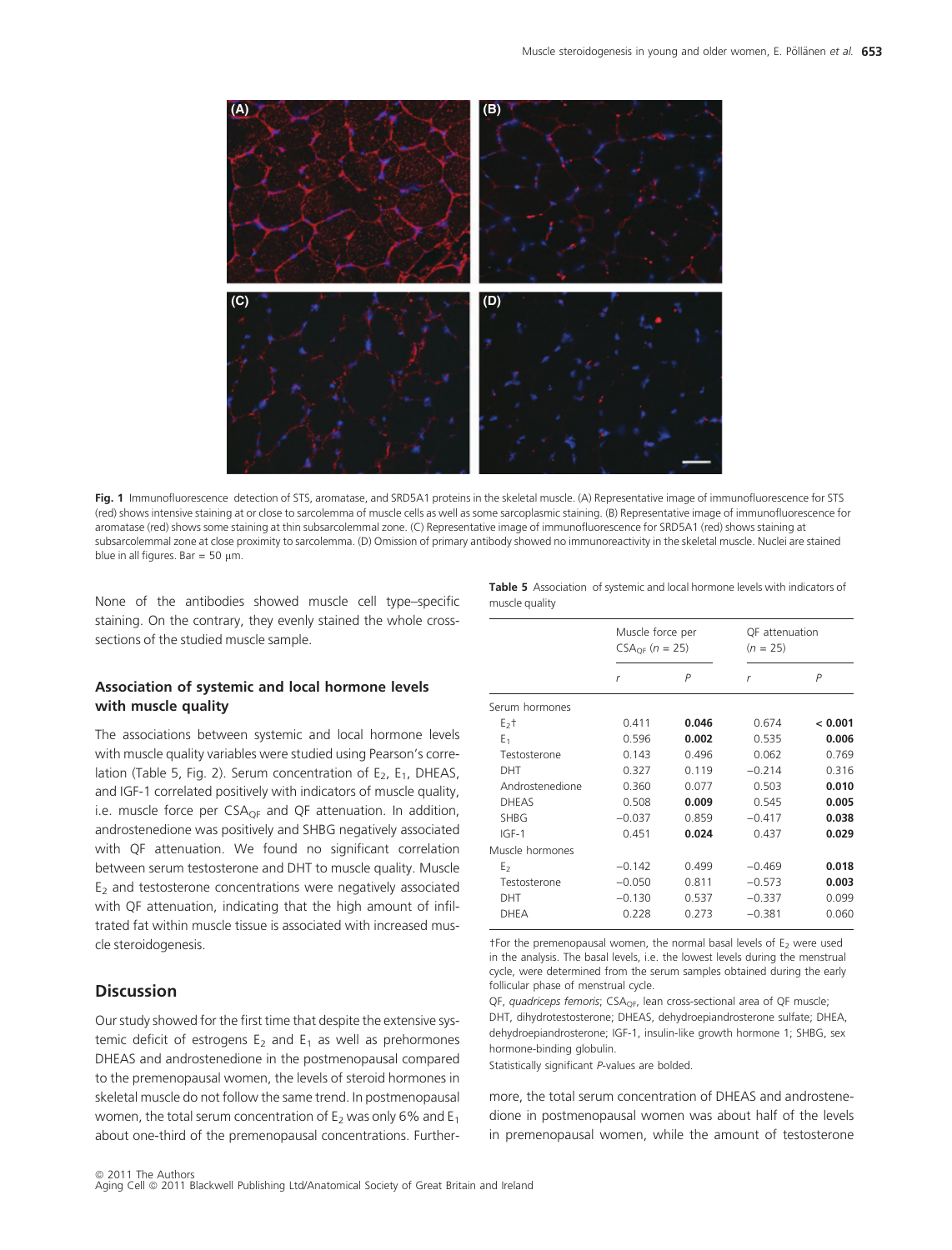**Fig. 1** Immunofluorescence detection of STS, aromatase, and SRD5A1 proteins in the skeletal muscle. (A) Representative image of immunofluorescence for STS (red) shows intensive staining at or close to sarcolemma of muscle cells as well as some sarcoplasmic staining. (B) Representative image of immunofluorescence for aromatase (red) shows some staining at thin subsarcolemmal zone. (C) Representative image of immunofluorescence for SRD5A1 (red) shows staining at subsarcolemmal zone at close proximity to sarcolemma. (D) Omission of primary antibody showed no immunoreactivity in the skeletal muscle. Nuclei are stained blue in all figures. Bar = 50 μm.

None of the antibodies showed muscle cell type–specific staining. On the contrary, they evenly stained the whole cross-sections of the studied muscle sample.

### Association of systemic and local hormone levels with muscle quality

The associations between systemic and local hormone levels with muscle quality variables were studied using Pearson's correlation (Table 5, Fig. 2). Serum concentration of $E_2$, $E_1$, DHEAS, and IGF-1 correlated positively with indicators of muscle quality, i.e. muscle force per $CSA_{QF}$ and QF attenuation. In addition, androstenedione was positively and SHBG negatively associated with QF attenuation. We found no significant correlation between serum testosterone and DHT to muscle quality. Muscle $E_2$ and testosterone concentrations were negatively associated with QF attenuation, indicating that the high amount of infiltrated fat within muscle tissue is associated with increased muscle steroidogenesis.

**Table 5** Association of systemic and local hormone levels with indicators of muscle quality

| | Muscle force per $CSA_{QF}$ ($n$ = 25) | | QF attenuation ($n$ = 25) | |
|---|---|---|---|---|
| | *r* | *P* | *r* | *P* |
| Serum hormones | | | | |
| $E_2$† | 0.411 | **0.046** | 0.674 | **< 0.001** |
| $E_1$ | 0.596 | **0.002** | 0.535 | **0.006** |
| Testosterone | 0.143 | 0.496 | 0.062 | 0.769 |
| DHT | 0.327 | 0.119 | −0.214 | 0.316 |
| Androstenedione | 0.360 | 0.077 | 0.503 | **0.010** |
| DHEAS | 0.508 | **0.009** | 0.545 | **0.005** |
| SHBG | −0.037 | 0.859 | −0.417 | **0.038** |
| IGF-1 | 0.451 | **0.024** | 0.437 | **0.029** |
| Muscle hormones | | | | |
| $E_2$ | −0.142 | 0.499 | −0.469 | **0.018** |
| Testosterone | −0.050 | 0.811 | −0.573 | **0.003** |
| DHT | −0.130 | 0.537 | −0.337 | 0.099 |
| DHEA | 0.228 | 0.273 | −0.381 | 0.060 |

†For the premenopausal women, the normal basal levels of $E_2$ were used in the analysis. The basal levels, i.e. the lowest levels during the menstrual cycle, were determined from the serum samples obtained during the early follicular phase of menstrual cycle.

QF, *quadriceps femoris*; $CSA_{QF}$, lean cross-sectional area of QF muscle; DHT, dihydrotestosterone; DHEAS, dehydroepiandrosterone sulfate; DHEA, dehydroepiandrosterone; IGF-1, insulin-like growth hormone 1; SHBG, sex hormone-binding globulin.

Statistically significant *P*-values are bolded.

## Discussion

Our study showed for the first time that despite the extensive systemic deficit of estrogens $E_2$ and $E_1$ as well as prehormones DHEAS and androstenedione in the postmenopausal compared to the premenopausal women, the levels of steroid hormones in skeletal muscle do not follow the same trend. In postmenopausal women, the total serum concentration of $E_2$ was only 6% and $E_1$ about one-third of the premenopausal concentrations. Furthermore, the total serum concentration of DHEAS and androstenedione in postmenopausal women was about half of the levels in premenopausal women, while the amount of testosterone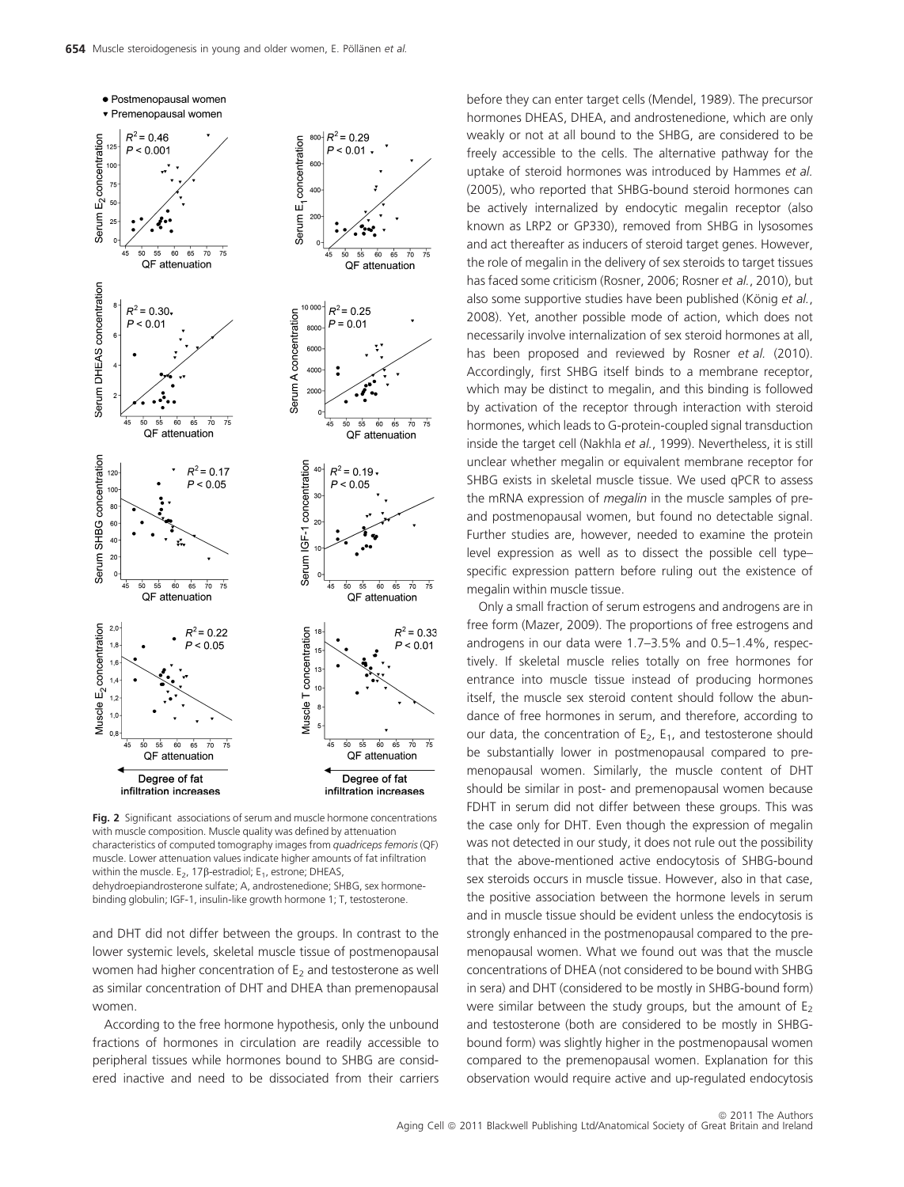Fig. 2 Significant associations of serum and muscle hormone concentrations with muscle composition. Muscle quality was defined by attenuation characteristics of computed tomography images from *quadriceps femoris* (QF) muscle. Lower attenuation values indicate higher amounts of fat infiltration within the muscle. $E_2$, 17β-estradiol; $E_1$, estrone; DHEAS, dehydroepiandrosterone sulfate; A, androstenedione; SHBG, sex hormone-binding globulin; IGF-1, insulin-like growth hormone 1; T, testosterone.

and DHT did not differ between the groups. In contrast to the lower systemic levels, skeletal muscle tissue of postmenopausal women had higher concentration of $E_2$ and testosterone as well as similar concentration of DHT and DHEA than premenopausal women.

According to the free hormone hypothesis, only the unbound fractions of hormones in circulation are readily accessible to peripheral tissues while hormones bound to SHBG are considered inactive and need to be dissociated from their carriers before they can enter target cells (Mendel, 1989). The precursor hormones DHEAS, DHEA, and androstenedione, which are only weakly or not at all bound to the SHBG, are considered to be freely accessible to the cells. The alternative pathway for the uptake of steroid hormones was introduced by Hammes *et al.* (2005), who reported that SHBG-bound steroid hormones can be actively internalized by endocytic megalin receptor (also known as LRP2 or GP330), removed from SHBG in lysosomes and act thereafter as inducers of steroid target genes. However, the role of megalin in the delivery of sex steroids to target tissues has faced some criticism (Rosner, 2006; Rosner *et al.*, 2010), but also some supportive studies have been published (König *et al.*, 2008). Yet, another possible mode of action, which does not necessarily involve internalization of sex steroid hormones at all, has been proposed and reviewed by Rosner *et al.* (2010). Accordingly, first SHBG itself binds to a membrane receptor, which may be distinct to megalin, and this binding is followed by activation of the receptor through interaction with steroid hormones, which leads to G-protein-coupled signal transduction inside the target cell (Nakhla *et al.*, 1999). Nevertheless, it is still unclear whether megalin or equivalent membrane receptor for SHBG exists in skeletal muscle tissue. We used qPCR to assess the mRNA expression of *megalin* in the muscle samples of pre- and postmenopausal women, but found no detectable signal. Further studies are, however, needed to examine the protein level expression as well as to dissect the possible cell type–specific expression pattern before ruling out the existence of megalin within muscle tissue.

Only a small fraction of serum estrogens and androgens are in free form (Mazer, 2009). The proportions of free estrogens and androgens in our data were 1.7–3.5% and 0.5–1.4%, respectively. If skeletal muscle relies totally on free hormones for entrance into muscle tissue instead of producing hormones itself, the muscle sex steroid content should follow the abundance of free hormones in serum, and therefore, according to our data, the concentration of $E_2$, $E_1$, and testosterone should be substantially lower in postmenopausal compared to premenopausal women. Similarly, the muscle content of DHT should be similar in post- and premenopausal women because FDHT in serum did not differ between these groups. This was the case only for DHT. Even though the expression of megalin was not detected in our study, it does not rule out the possibility that the above-mentioned active endocytosis of SHBG-bound sex steroids occurs in muscle tissue. However, also in that case, the positive association between the hormone levels in serum and in muscle tissue should be evident unless the endocytosis is strongly enhanced in the postmenopausal compared to the premenopausal women. What we found out was that the muscle concentrations of DHEA (not considered to be bound with SHBG in sera) and DHT (considered to be mostly in SHBG-bound form) were similar between the study groups, but the amount of $E_2$ and testosterone (both are considered to be mostly in SHBG-bound form) was slightly higher in the postmenopausal women compared to the premenopausal women. Explanation for this observation would require active and up-regulated endocytosis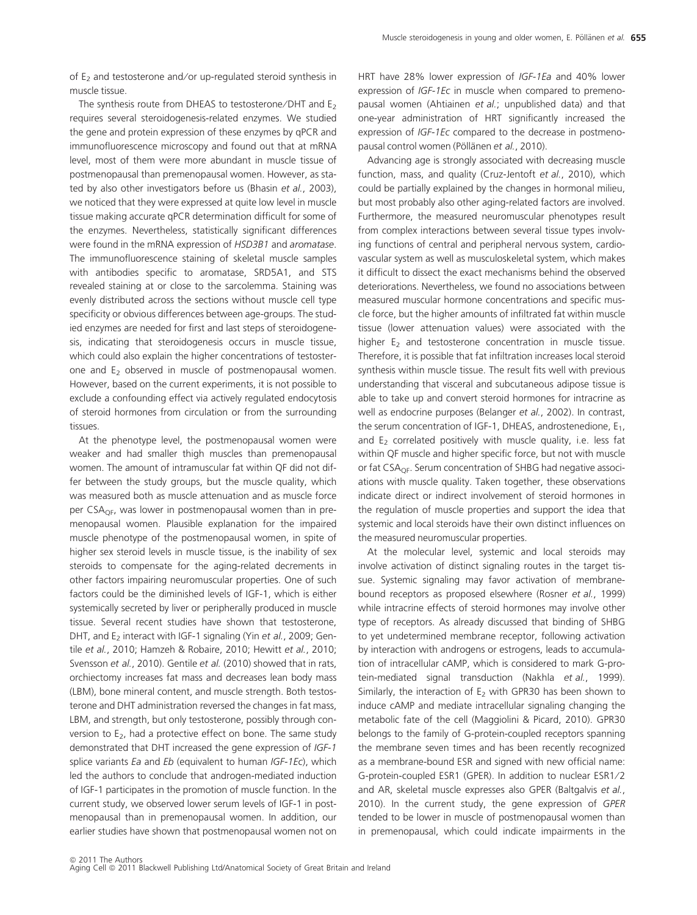of $E_2$ and testosterone and/or up-regulated steroid synthesis in muscle tissue.

The synthesis route from DHEAS to testosterone/DHT and $E_2$ requires several steroidogenesis-related enzymes. We studied the gene and protein expression of these enzymes by qPCR and immunofluorescence microscopy and found out that at mRNA level, most of them were more abundant in muscle tissue of postmenopausal than premenopausal women. However, as stated by also other investigators before us (Bhasin *et al.*, 2003), we noticed that they were expressed at quite low level in muscle tissue making accurate qPCR determination difficult for some of the enzymes. Nevertheless, statistically significant differences were found in the mRNA expression of *HSD3B1* and *aromatase*. The immunofluorescence staining of skeletal muscle samples with antibodies specific to aromatase, SRD5A1, and STS revealed staining at or close to the sarcolemma. Staining was evenly distributed across the sections without muscle cell type specificity or obvious differences between age-groups. The studied enzymes are needed for first and last steps of steroidogenesis, indicating that steroidogenesis occurs in muscle tissue, which could also explain the higher concentrations of testosterone and $E_2$ observed in muscle of postmenopausal women. However, based on the current experiments, it is not possible to exclude a confounding effect via actively regulated endocytosis of steroid hormones from circulation or from the surrounding tissues.

At the phenotype level, the postmenopausal women were weaker and had smaller thigh muscles than premenopausal women. The amount of intramuscular fat within QF did not differ between the study groups, but the muscle quality, which was measured both as muscle attenuation and as muscle force per $CSA_{QF}$, was lower in postmenopausal women than in premenopausal women. Plausible explanation for the impaired muscle phenotype of the postmenopausal women, in spite of higher sex steroid levels in muscle tissue, is the inability of sex steroids to compensate for the aging-related decrements in other factors impairing neuromuscular properties. One of such factors could be the diminished levels of IGF-1, which is either systemically secreted by liver or peripherally produced in muscle tissue. Several recent studies have shown that testosterone, DHT, and $E_2$ interact with IGF-1 signaling (Yin *et al.*, 2009; Gentile *et al.*, 2010; Hamzeh & Robaire, 2010; Hewitt *et al.*, 2010; Svensson *et al.*, 2010). Gentile *et al.* (2010) showed that in rats, orchiectomy increases fat mass and decreases lean body mass (LBM), bone mineral content, and muscle strength. Both testosterone and DHT administration reversed the changes in fat mass, LBM, and strength, but only testosterone, possibly through conversion to $E_2$, had a protective effect on bone. The same study demonstrated that DHT increased the gene expression of *IGF-1* splice variants *Ea* and *Eb* (equivalent to human *IGF-1Ec*), which led the authors to conclude that androgen-mediated induction of IGF-1 participates in the promotion of muscle function. In the current study, we observed lower serum levels of IGF-1 in postmenopausal than in premenopausal women. In addition, our earlier studies have shown that postmenopausal women not on HRT have 28% lower expression of *IGF-1Ea* and 40% lower expression of *IGF-1Ec* in muscle when compared to premenopausal women (Ahtiainen *et al.*; unpublished data) and that one-year administration of HRT significantly increased the expression of *IGF-1Ec* compared to the decrease in postmenopausal control women (Pöllänen *et al.*, 2010).

Advancing age is strongly associated with decreasing muscle function, mass, and quality (Cruz-Jentoft *et al.*, 2010), which could be partially explained by the changes in hormonal milieu, but most probably also other aging-related factors are involved. Furthermore, the measured neuromuscular phenotypes result from complex interactions between several tissue types involving functions of central and peripheral nervous system, cardiovascular system as well as musculoskeletal system, which makes it difficult to dissect the exact mechanisms behind the observed deteriorations. Nevertheless, we found no associations between measured muscular hormone concentrations and specific muscle force, but the higher amounts of infiltrated fat within muscle tissue (lower attenuation values) were associated with the higher $E_2$ and testosterone concentration in muscle tissue. Therefore, it is possible that fat infiltration increases local steroid synthesis within muscle tissue. The result fits well with previous understanding that visceral and subcutaneous adipose tissue is able to take up and convert steroid hormones for intracrine as well as endocrine purposes (Belanger *et al.*, 2002). In contrast, the serum concentration of IGF-1, DHEAS, androstenedione, $E_1$, and $E_2$ correlated positively with muscle quality, i.e. less fat within QF muscle and higher specific force, but not with muscle or fat $CSA_{QF}$. Serum concentration of SHBG had negative associations with muscle quality. Taken together, these observations indicate direct or indirect involvement of steroid hormones in the regulation of muscle properties and support the idea that systemic and local steroids have their own distinct influences on the measured neuromuscular properties.

At the molecular level, systemic and local steroids may involve activation of distinct signaling routes in the target tissue. Systemic signaling may favor activation of membrane-bound receptors as proposed elsewhere (Rosner *et al.*, 1999) while intracrine effects of steroid hormones may involve other type of receptors. As already discussed that binding of SHBG to yet undetermined membrane receptor, following activation by interaction with androgens or estrogens, leads to accumulation of intracellular cAMP, which is considered to mark G-protein-mediated signal transduction (Nakhla *et al.*, 1999). Similarly, the interaction of $E_2$ with GPR30 has been shown to induce cAMP and mediate intracellular signaling changing the metabolic fate of the cell (Maggiolini & Picard, 2010). GPR30 belongs to the family of G-protein-coupled receptors spanning the membrane seven times and has been recently recognized as a membrane-bound ESR and signed with new official name: G-protein-coupled ESR1 (GPER). In addition to nuclear ESR1/2 and AR, skeletal muscle expresses also GPER (Baltgalvis *et al.*, 2010). In the current study, the gene expression of *GPER* tended to be lower in muscle of postmenopausal women than in premenopausal, which could indicate impairments in the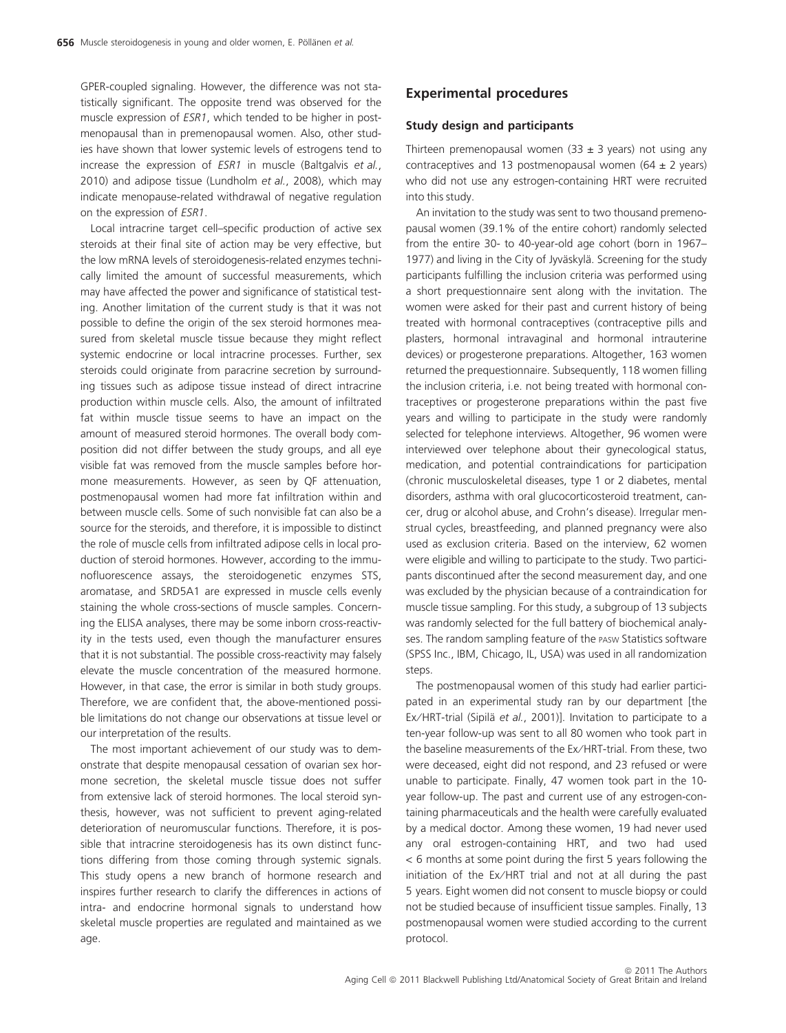GPER-coupled signaling. However, the difference was not statistically significant. The opposite trend was observed for the muscle expression of *ESR1*, which tended to be higher in postmenopausal than in premenopausal women. Also, other studies have shown that lower systemic levels of estrogens tend to increase the expression of *ESR1* in muscle (Baltgalvis *et al.*, 2010) and adipose tissue (Lundholm *et al.*, 2008), which may indicate menopause-related withdrawal of negative regulation on the expression of *ESR1*.

Local intracrine target cell–specific production of active sex steroids at their final site of action may be very effective, but the low mRNA levels of steroidogenesis-related enzymes technically limited the amount of successful measurements, which may have affected the power and significance of statistical testing. Another limitation of the current study is that it was not possible to define the origin of the sex steroid hormones measured from skeletal muscle tissue because they might reflect systemic endocrine or local intracrine processes. Further, sex steroids could originate from paracrine secretion by surrounding tissues such as adipose tissue instead of direct intracrine production within muscle cells. Also, the amount of infiltrated fat within muscle tissue seems to have an impact on the amount of measured steroid hormones. The overall body composition did not differ between the study groups, and all eye visible fat was removed from the muscle samples before hormone measurements. However, as seen by QF attenuation, postmenopausal women had more fat infiltration within and between muscle cells. Some of such nonvisible fat can also be a source for the steroids, and therefore, it is impossible to distinct the role of muscle cells from infiltrated adipose cells in local production of steroid hormones. However, according to the immunofluorescence assays, the steroidogenetic enzymes STS, aromatase, and SRD5A1 are expressed in muscle cells evenly staining the whole cross-sections of muscle samples. Concerning the ELISA analyses, there may be some inborn cross-reactivity in the tests used, even though the manufacturer ensures that it is not substantial. The possible cross-reactivity may falsely elevate the muscle concentration of the measured hormone. However, in that case, the error is similar in both study groups. Therefore, we are confident that, the above-mentioned possible limitations do not change our observations at tissue level or our interpretation of the results.

The most important achievement of our study was to demonstrate that despite menopausal cessation of ovarian sex hormone secretion, the skeletal muscle tissue does not suffer from extensive lack of steroid hormones. The local steroid synthesis, however, was not sufficient to prevent aging-related deterioration of neuromuscular functions. Therefore, it is possible that intracrine steroidogenesis has its own distinct functions differing from those coming through systemic signals. This study opens a new branch of hormone research and inspires further research to clarify the differences in actions of intra- and endocrine hormonal signals to understand how skeletal muscle properties are regulated and maintained as we age.

## Experimental procedures

### Study design and participants

Thirteen premenopausal women (33 ± 3 years) not using any contraceptives and 13 postmenopausal women (64 ± 2 years) who did not use any estrogen-containing HRT were recruited into this study.

An invitation to the study was sent to two thousand premenopausal women (39.1% of the entire cohort) randomly selected from the entire 30- to 40-year-old age cohort (born in 1967–1977) and living in the City of Jyväskylä. Screening for the study participants fulfilling the inclusion criteria was performed using a short prequestionnaire sent along with the invitation. The women were asked for their past and current history of being treated with hormonal contraceptives (contraceptive pills and plasters, hormonal intravaginal and hormonal intrauterine devices) or progesterone preparations. Altogether, 163 women returned the prequestionnaire. Subsequently, 118 women filling the inclusion criteria, i.e. not being treated with hormonal contraceptives or progesterone preparations within the past five years and willing to participate in the study were randomly selected for telephone interviews. Altogether, 96 women were interviewed over telephone about their gynecological status, medication, and potential contraindications for participation (chronic musculoskeletal diseases, type 1 or 2 diabetes, mental disorders, asthma with oral glucocorticosteroid treatment, cancer, drug or alcohol abuse, and Crohn's disease). Irregular menstrual cycles, breastfeeding, and planned pregnancy were also used as exclusion criteria. Based on the interview, 62 women were eligible and willing to participate to the study. Two participants discontinued after the second measurement day, and one was excluded by the physician because of a contraindication for muscle tissue sampling. For this study, a subgroup of 13 subjects was randomly selected for the full battery of biochemical analyses. The random sampling feature of the PASW Statistics software (SPSS Inc., IBM, Chicago, IL, USA) was used in all randomization steps.

The postmenopausal women of this study had earlier participated in an experimental study ran by our department [the Ex/HRT-trial (Sipilä *et al.*, 2001)]. Invitation to participate to a ten-year follow-up was sent to all 80 women who took part in the baseline measurements of the Ex/HRT-trial. From these, two were deceased, eight did not respond, and 23 refused or were unable to participate. Finally, 47 women took part in the 10-year follow-up. The past and current use of any estrogen-containing pharmaceuticals and the health were carefully evaluated by a medical doctor. Among these women, 19 had never used any oral estrogen-containing HRT, and two had used < 6 months at some point during the first 5 years following the initiation of the Ex/HRT trial and not at all during the past 5 years. Eight women did not consent to muscle biopsy or could not be studied because of insufficient tissue samples. Finally, 13 postmenopausal women were studied according to the current protocol.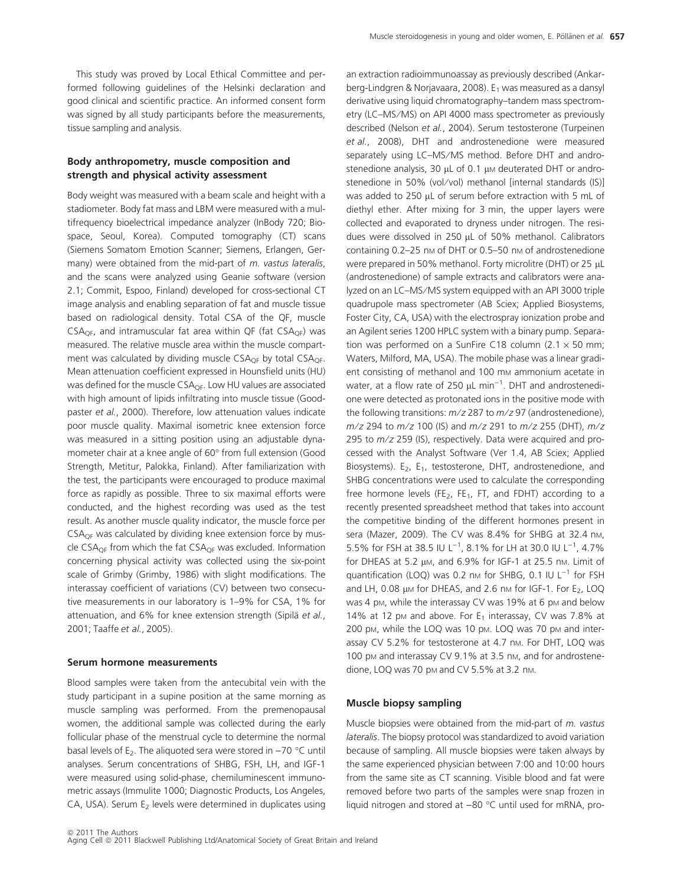This study was proved by Local Ethical Committee and performed following guidelines of the Helsinki declaration and good clinical and scientific practice. An informed consent form was signed by all study participants before the measurements, tissue sampling and analysis.

### Body anthropometry, muscle composition and strength and physical activity assessment

Body weight was measured with a beam scale and height with a stadiometer. Body fat mass and LBM were measured with a multifrequency bioelectrical impedance analyzer (InBody 720; Biospace, Seoul, Korea). Computed tomography (CT) scans (Siemens Somatom Emotion Scanner; Siemens, Erlangen, Germany) were obtained from the mid-part of *m. vastus lateralis*, and the scans were analyzed using Geanie software (version 2.1; Commit, Espoo, Finland) developed for cross-sectional CT image analysis and enabling separation of fat and muscle tissue based on radiological density. Total CSA of the QF, muscle $CSA_{QF}$, and intramuscular fat area within QF (fat $CSA_{QF}$) was measured. The relative muscle area within the muscle compartment was calculated by dividing muscle $CSA_{QF}$ by total $CSA_{QF}$. Mean attenuation coefficient expressed in Hounsfield units (HU) was defined for the muscle $CSA_{QF}$. Low HU values are associated with high amount of lipids infiltrating into muscle tissue (Goodpaster *et al.*, 2000). Therefore, low attenuation values indicate poor muscle quality. Maximal isometric knee extension force was measured in a sitting position using an adjustable dynamometer chair at a knee angle of 60° from full extension (Good Strength, Metitur, Palokka, Finland). After familiarization with the test, the participants were encouraged to produce maximal force as rapidly as possible. Three to six maximal efforts were conducted, and the highest recording was used as the test result. As another muscle quality indicator, the muscle force per $CSA_{QF}$ was calculated by dividing knee extension force by muscle $CSA_{QF}$ from which the fat $CSA_{QF}$ was excluded. Information concerning physical activity was collected using the six-point scale of Grimby (Grimby, 1986) with slight modifications. The interassay coefficient of variations (CV) between two consecutive measurements in our laboratory is 1–9% for CSA, 1% for attenuation, and 6% for knee extension strength (Sipilä *et al.*, 2001; Taaffe *et al.*, 2005).

### Serum hormone measurements

Blood samples were taken from the antecubital vein with the study participant in a supine position at the same morning as muscle sampling was performed. From the premenopausal women, the additional sample was collected during the early follicular phase of the menstrual cycle to determine the normal basal levels of $E_2$. The aliquoted sera were stored in −70 °C until analyses. Serum concentrations of SHBG, FSH, LH, and IGF-1 were measured using solid-phase, chemiluminescent immunometric assays (Immulite 1000; Diagnostic Products, Los Angeles, CA, USA). Serum $E_2$ levels were determined in duplicates using an extraction radioimmunoassay as previously described (Ankarberg-Lindgren & Norjavaara, 2008). $E_1$ was measured as a dansyl derivative using liquid chromatography–tandem mass spectrometry (LC–MS/MS) on API 4000 mass spectrometer as previously described (Nelson *et al.*, 2004). Serum testosterone (Turpeinen *et al.*, 2008), DHT and androstenedione were measured separately using LC–MS/MS method. Before DHT and androstenedione analysis, 30 μL of 0.1 μM deuterated DHT or androstenedione in 50% (vol/vol) methanol [internal standards (IS)] was added to 250 μL of serum before extraction with 5 mL of diethyl ether. After mixing for 3 min, the upper layers were collected and evaporated to dryness under nitrogen. The residues were dissolved in 250 μL of 50% methanol. Calibrators containing 0.2–25 nM of DHT or 0.5–50 nM of androstenedione were prepared in 50% methanol. Forty microlitre (DHT) or 25 μL (androstenedione) of sample extracts and calibrators were analyzed on an LC–MS/MS system equipped with an API 3000 triple quadrupole mass spectrometer (AB Sciex; Applied Biosystems, Foster City, CA, USA) with the electrospray ionization probe and an Agilent series 1200 HPLC system with a binary pump. Separation was performed on a SunFire C18 column (2.1 × 50 mm; Waters, Milford, MA, USA). The mobile phase was a linear gradient consisting of methanol and 100 mM ammonium acetate in water, at a flow rate of 250 μL $\text{min}^{-1}$. DHT and androstenedione were detected as protonated ions in the positive mode with the following transitions: $m/z$ 287 to $m/z$ 97 (androstenedione), $m/z$ 294 to $m/z$ 100 (IS) and $m/z$ 291 to $m/z$ 255 (DHT), $m/z$ 295 to $m/z$ 259 (IS), respectively. Data were acquired and processed with the Analyst Software (Ver 1.4, AB Sciex; Applied Biosystems). $E_2$, $E_1$, testosterone, DHT, androstenedione, and SHBG concentrations were used to calculate the corresponding free hormone levels ($FE_2$, $FE_1$, FT, and FDHT) according to a recently presented spreadsheet method that takes into account the competitive binding of the different hormones present in sera (Mazer, 2009). The CV was 8.4% for SHBG at 32.4 nM, 5.5% for FSH at 38.5 IU $L^{-1}$, 8.1% for LH at 30.0 IU $L^{-1}$, 4.7% for DHEAS at 5.2 μM, and 6.9% for IGF-1 at 25.5 nM. Limit of quantification (LOQ) was 0.2 nM for SHBG, 0.1 IU $L^{-1}$ for FSH and LH, 0.08 μM for DHEAS, and 2.6 nM for IGF-1. For $E_2$, LOQ was 4 pM, while the interassay CV was 19% at 6 pM and below 14% at 12 pM and above. For $E_1$ interassay, CV was 7.8% at 200 pM, while the LOQ was 10 pM. LOQ was 70 pM and interassay CV 5.2% for testosterone at 4.7 nM. For DHT, LOQ was 100 pM and interassay CV 9.1% at 3.5 nM, and for androstenedione, LOQ was 70 pM and CV 5.5% at 3.2 nM.

### Muscle biopsy sampling

Muscle biopsies were obtained from the mid-part of *m. vastus lateralis*. The biopsy protocol was standardized to avoid variation because of sampling. All muscle biopsies were taken always by the same experienced physician between 7:00 and 10:00 hours from the same site as CT scanning. Visible blood and fat were removed before two parts of the samples were snap frozen in liquid nitrogen and stored at −80 °C until used for mRNA, pro-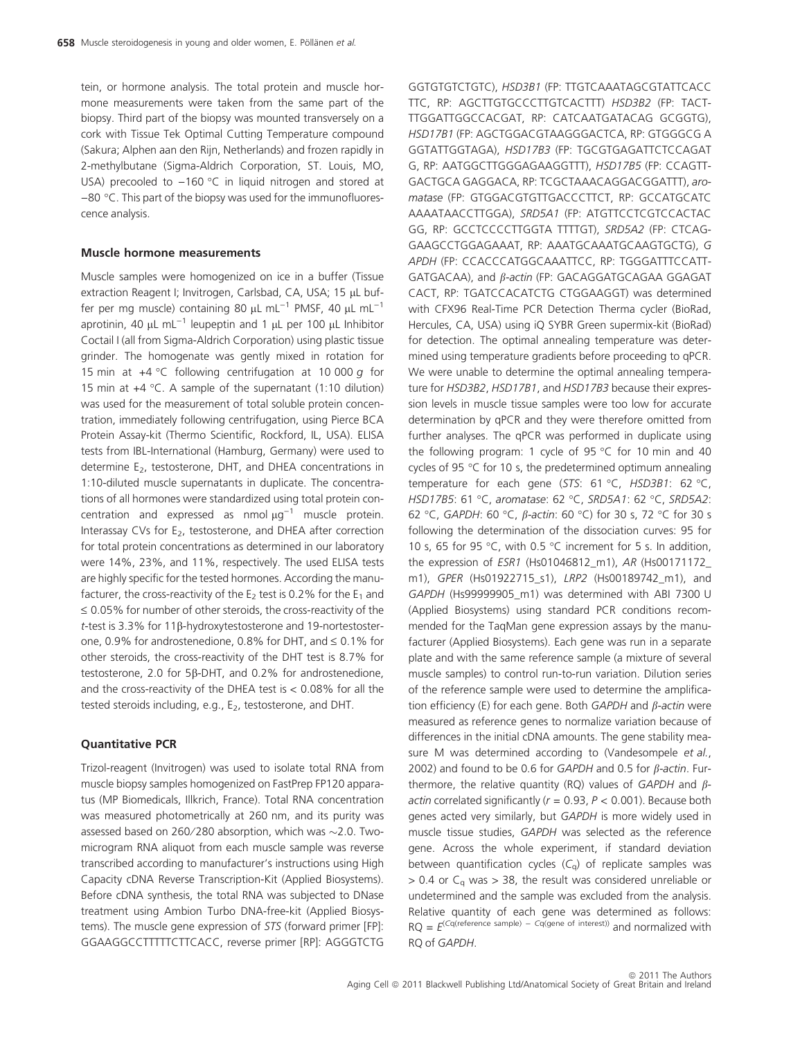tein, or hormone analysis. The total protein and muscle hormone measurements were taken from the same part of the biopsy. Third part of the biopsy was mounted transversely on a cork with Tissue Tek Optimal Cutting Temperature compound (Sakura; Alphen aan den Rijn, Netherlands) and frozen rapidly in 2-methylbutane (Sigma-Aldrich Corporation, ST. Louis, MO, USA) precooled to −160 °C in liquid nitrogen and stored at −80 °C. This part of the biopsy was used for the immunofluorescence analysis.

### Muscle hormone measurements

Muscle samples were homogenized on ice in a buffer (Tissue extraction Reagent I; Invitrogen, Carlsbad, CA, USA; 15 μL buffer per mg muscle) containing 80 μL mL$^{-1}$ PMSF, 40 μL mL$^{-1}$ aprotinin, 40 μL mL$^{-1}$ leupeptin and 1 μL per 100 μL Inhibitor Coctail I (all from Sigma-Aldrich Corporation) using plastic tissue grinder. The homogenate was gently mixed in rotation for 15 min at +4 °C following centrifugation at 10 000 *g* for 15 min at +4 °C. A sample of the supernatant (1:10 dilution) was used for the measurement of total soluble protein concentration, immediately following centrifugation, using Pierce BCA Protein Assay-kit (Thermo Scientific, Rockford, IL, USA). ELISA tests from IBL-International (Hamburg, Germany) were used to determine $E_2$, testosterone, DHT, and DHEA concentrations in 1:10-diluted muscle supernatants in duplicate. The concentrations of all hormones were standardized using total protein concentration and expressed as nmol μg$^{-1}$ muscle protein. Interassay CVs for $E_2$, testosterone, and DHEA after correction for total protein concentrations as determined in our laboratory were 14%, 23%, and 11%, respectively. The used ELISA tests are highly specific for the tested hormones. According the manufacturer, the cross-reactivity of the $E_2$ test is 0.2% for the $E_1$ and ≤ 0.05% for number of other steroids, the cross-reactivity of the *t*-test is 3.3% for 11β-hydroxytestosterone and 19-nortestosterone, 0.9% for androstenedione, 0.8% for DHT, and ≤ 0.1% for other steroids, the cross-reactivity of the DHT test is 8.7% for testosterone, 2.0 for 5β-DHT, and 0.2% for androstenedione, and the cross-reactivity of the DHEA test is < 0.08% for all the tested steroids including, e.g., $E_2$, testosterone, and DHT.

### Quantitative PCR

Trizol-reagent (Invitrogen) was used to isolate total RNA from muscle biopsy samples homogenized on FastPrep FP120 apparatus (MP Biomedicals, Illkrich, France). Total RNA concentration was measured photometrically at 260 nm, and its purity was assessed based on 260/280 absorption, which was ~2.0. Two-microgram RNA aliquot from each muscle sample was reverse transcribed according to manufacturer's instructions using High Capacity cDNA Reverse Transcription-Kit (Applied Biosystems). Before cDNA synthesis, the total RNA was subjected to DNase treatment using Ambion Turbo DNA-free-kit (Applied Biosystems). The muscle gene expression of *STS* (forward primer [FP]: GGAAGGCCTTTTTCTTCACC, reverse primer [RP]: AGGGTCTGGGTGTGTCTGTC), *HSD3B1* (FP: TTGTCAAATAGCGTATTCACCTTC, RP: AGCTTGTGCCCTTGTCACTTT) *HSD3B2* (FP: TACTTTGGATTGGCCACGAT, RP: CATCAATGATACAG GCGGTG), *HSD17B1* (FP: AGCTGGACGTAAGGGACTCA, RP: GTGGGCG AGGTATTGGTAGA), *HSD17B3* (FP: TGCGTGAGATTCTCCAGATG, RP: AATGGCTTGGGAGAAGGTTT), *HSD17B5* (FP: CCAGTTGACTGCA GAGGACA, RP: TCGCTAAACAGGACGGATTT), *aromatase* (FP: GTGGACGTGTTGACCCTTCT, RP: GCCATGCATCAAAATAACCTTGGA), *SRD5A1* (FP: ATGTTCCTCGTCCACTACGG, RP: GCCTCCCCTTGGTA TTTTGT), *SRD5A2* (FP: CTCAGGAAGCCTGGAGAAAT, RP: AAATGCAAATGCAAGTGCTG), *GAPDH* (FP: CCACCCATGGCAAATTCC, RP: TGGGATTTCCATTGATGACAA), and *β-actin* (FP: GACAGGATGCAGAA GGAGATCACT, RP: TGATCCACATCTG CTGGAAGGT) was determined with CFX96 Real-Time PCR Detection Therma cycler (BioRad, Hercules, CA, USA) using iQ SYBR Green supermix-kit (BioRad) for detection. The optimal annealing temperature was determined using temperature gradients before proceeding to qPCR. We were unable to determine the optimal annealing temperature for *HSD3B2*, *HSD17B1*, and *HSD17B3* because their expression levels in muscle tissue samples were too low for accurate determination by qPCR and they were therefore omitted from further analyses. The qPCR was performed in duplicate using the following program: 1 cycle of 95 °C for 10 min and 40 cycles of 95 °C for 10 s, the predetermined optimum annealing temperature for each gene (*STS*: 61 °C, *HSD3B1*: 62 °C, *HSD17B5*: 61 °C, *aromatase*: 62 °C, *SRD5A1*: 62 °C, *SRD5A2*: 62 °C, *GAPDH*: 60 °C, *β-actin*: 60 °C) for 30 s, 72 °C for 30 s following the determination of the dissociation curves: 95 for 10 s, 65 for 95 °C, with 0.5 °C increment for 5 s. In addition, the expression of *ESR1* (Hs01046812_m1), *AR* (Hs00171172_m1), *GPER* (Hs01922715_s1), *LRP2* (Hs00189742_m1), and *GAPDH* (Hs99999905_m1) was determined with ABI 7300 U (Applied Biosystems) using standard PCR conditions recommended for the TaqMan gene expression assays by the manufacturer (Applied Biosystems). Each gene was run in a separate plate and with the same reference sample (a mixture of several muscle samples) to control run-to-run variation. Dilution series of the reference sample were used to determine the amplification efficiency (E) for each gene. Both *GAPDH* and *β-actin* were measured as reference genes to normalize variation because of differences in the initial cDNA amounts. The gene stability measure M was determined according to (Vandesompele *et al.*, 2002) and found to be 0.6 for *GAPDH* and 0.5 for *β-actin*. Furthermore, the relative quantity (RQ) values of *GAPDH* and *β-actin* correlated significantly ($r = 0.93$, $P < 0.001$). Because both genes acted very similarly, but *GAPDH* is more widely used in muscle tissue studies, *GAPDH* was selected as the reference gene. Across the whole experiment, if standard deviation between quantification cycles ($C_q$) of replicate samples was > 0.4 or $C_q$ was > 38, the result was considered unreliable or undetermined and the sample was excluded from the analysis. Relative quantity of each gene was determined as follows: $RQ = E^{(Cq(\text{reference sample}) - Cq(\text{gene of interest}))}$ and normalized with RQ of *GAPDH*.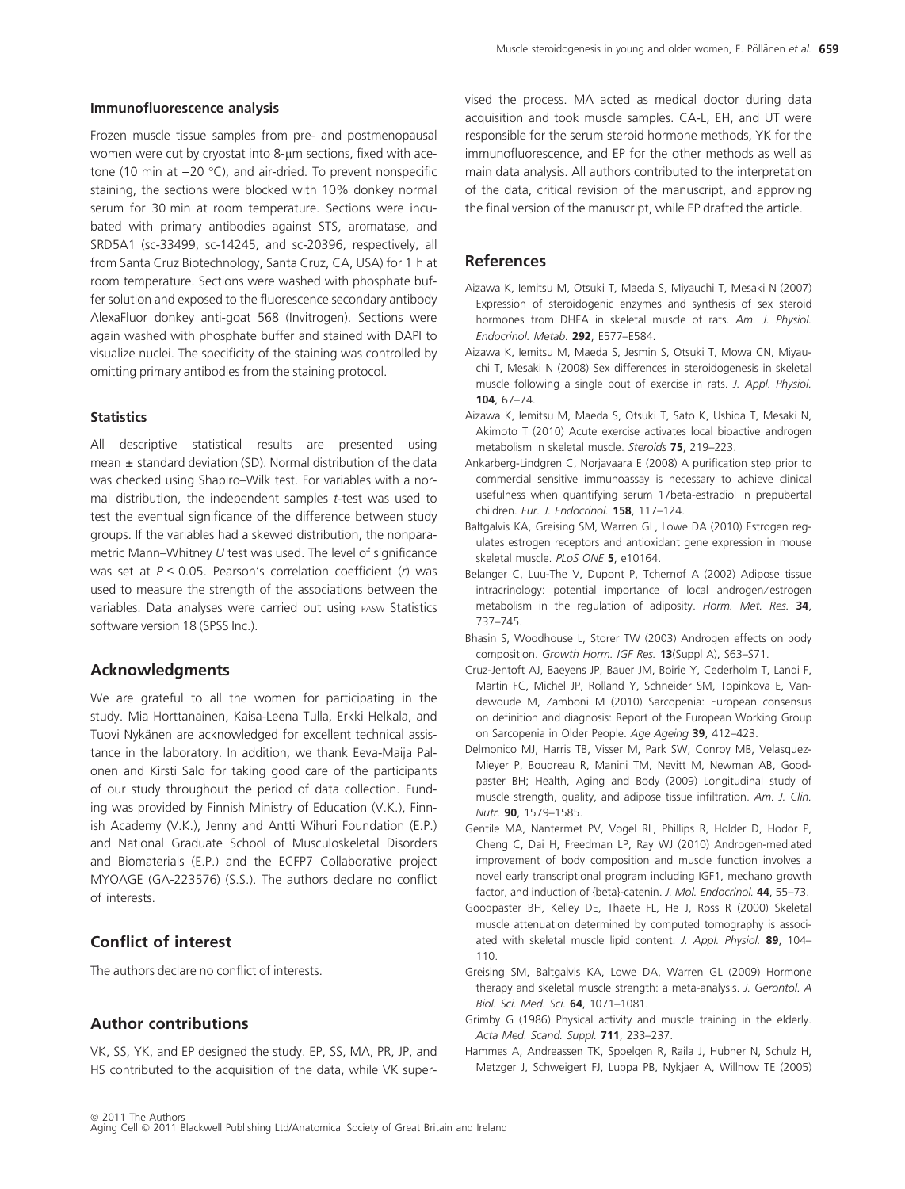#### Immunofluorescence analysis

Frozen muscle tissue samples from pre- and postmenopausal women were cut by cryostat into 8-μm sections, fixed with acetone (10 min at −20 °C), and air-dried. To prevent nonspecific staining, the sections were blocked with 10% donkey normal serum for 30 min at room temperature. Sections were incubated with primary antibodies against STS, aromatase, and SRD5A1 (sc-33499, sc-14245, and sc-20396, respectively, all from Santa Cruz Biotechnology, Santa Cruz, CA, USA) for 1 h at room temperature. Sections were washed with phosphate buffer solution and exposed to the fluorescence secondary antibody AlexaFluor donkey anti-goat 568 (Invitrogen). Sections were again washed with phosphate buffer and stained with DAPI to visualize nuclei. The specificity of the staining was controlled by omitting primary antibodies from the staining protocol.

#### Statistics

All descriptive statistical results are presented using mean ± standard deviation (SD). Normal distribution of the data was checked using Shapiro–Wilk test. For variables with a normal distribution, the independent samples *t*-test was used to test the eventual significance of the difference between study groups. If the variables had a skewed distribution, the nonparametric Mann–Whitney *U* test was used. The level of significance was set at $P \leq 0.05$. Pearson's correlation coefficient (*r*) was used to measure the strength of the associations between the variables. Data analyses were carried out using PASW Statistics software version 18 (SPSS Inc.).

## Acknowledgments

We are grateful to all the women for participating in the study. Mia Horttanainen, Kaisa-Leena Tulla, Erkki Helkala, and Tuovi Nykänen are acknowledged for excellent technical assistance in the laboratory. In addition, we thank Eeva-Maija Palonen and Kirsti Salo for taking good care of the participants of our study throughout the period of data collection. Funding was provided by Finnish Ministry of Education (V.K.), Finnish Academy (V.K.), Jenny and Antti Wihuri Foundation (E.P.) and National Graduate School of Musculoskeletal Disorders and Biomaterials (E.P.) and the ECFP7 Collaborative project MYOAGE (GA-223576) (S.S.). The authors declare no conflict of interests.

## Conflict of interest

The authors declare no conflict of interests.

## Author contributions

VK, SS, YK, and EP designed the study. EP, SS, MA, PR, JP, and HS contributed to the acquisition of the data, while VK supervised the process. MA acted as medical doctor during data acquisition and took muscle samples. CA-L, EH, and UT were responsible for the serum steroid hormone methods, YK for the immunofluorescence, and EP for the other methods as well as main data analysis. All authors contributed to the interpretation of the data, critical revision of the manuscript, and approving the final version of the manuscript, while EP drafted the article.

## References

Aizawa K, Iemitsu M, Otsuki T, Maeda S, Miyauchi T, Mesaki N (2007) Expression of steroidogenic enzymes and synthesis of sex steroid hormones from DHEA in skeletal muscle of rats. *Am. J. Physiol. Endocrinol. Metab.* **292**, E577–E584.

Aizawa K, Iemitsu M, Maeda S, Jesmin S, Otsuki T, Mowa CN, Miyauchi T, Mesaki N (2008) Sex differences in steroidogenesis in skeletal muscle following a single bout of exercise in rats. *J. Appl. Physiol.* **104**, 67–74.

Aizawa K, Iemitsu M, Maeda S, Otsuki T, Sato K, Ushida T, Mesaki N, Akimoto T (2010) Acute exercise activates local bioactive androgen metabolism in skeletal muscle. *Steroids* **75**, 219–223.

Ankarberg-Lindgren C, Norjavaara E (2008) A purification step prior to commercial sensitive immunoassay is necessary to achieve clinical usefulness when quantifying serum 17beta-estradiol in prepubertal children. *Eur. J. Endocrinol.* **158**, 117–124.

Baltgalvis KA, Greising SM, Warren GL, Lowe DA (2010) Estrogen regulates estrogen receptors and antioxidant gene expression in mouse skeletal muscle. *PLoS ONE* **5**, e10164.

Belanger C, Luu-The V, Dupont P, Tchernof A (2002) Adipose tissue intracrinology: potential importance of local androgen/estrogen metabolism in the regulation of adiposity. *Horm. Met. Res.* **34**, 737–745.

Bhasin S, Woodhouse L, Storer TW (2003) Androgen effects on body composition. *Growth Horm. IGF Res.* **13**(Suppl A), S63–S71.

Cruz-Jentoft AJ, Baeyens JP, Bauer JM, Boirie Y, Cederholm T, Landi F, Martin FC, Michel JP, Rolland Y, Schneider SM, Topinkova E, Vandewoude M, Zamboni M (2010) Sarcopenia: European consensus on definition and diagnosis: Report of the European Working Group on Sarcopenia in Older People. *Age Ageing* **39**, 412–423.

Delmonico MJ, Harris TB, Visser M, Park SW, Conroy MB, Velasquez-Mieyer P, Boudreau R, Manini TM, Nevitt M, Newman AB, Goodpaster BH; Health, Aging and Body (2009) Longitudinal study of muscle strength, quality, and adipose tissue infiltration. *Am. J. Clin. Nutr.* **90**, 1579–1585.

Gentile MA, Nantermet PV, Vogel RL, Phillips R, Holder D, Hodor P, Cheng C, Dai H, Freedman LP, Ray WJ (2010) Androgen-mediated improvement of body composition and muscle function involves a novel early transcriptional program including IGF1, mechano growth factor, and induction of {beta}-catenin. *J. Mol. Endocrinol.* **44**, 55–73.

Goodpaster BH, Kelley DE, Thaete FL, He J, Ross R (2000) Skeletal muscle attenuation determined by computed tomography is associated with skeletal muscle lipid content. *J. Appl. Physiol.* **89**, 104–110.

Greising SM, Baltgalvis KA, Lowe DA, Warren GL (2009) Hormone therapy and skeletal muscle strength: a meta-analysis. *J. Gerontol. A Biol. Sci. Med. Sci.* **64**, 1071–1081.

Grimby G (1986) Physical activity and muscle training in the elderly. *Acta Med. Scand. Suppl.* **711**, 233–237.

Hammes A, Andreassen TK, Spoelgen R, Raila J, Hubner N, Schulz H, Metzger J, Schweigert FJ, Luppa PB, Nykjaer A, Willnow TE (2005)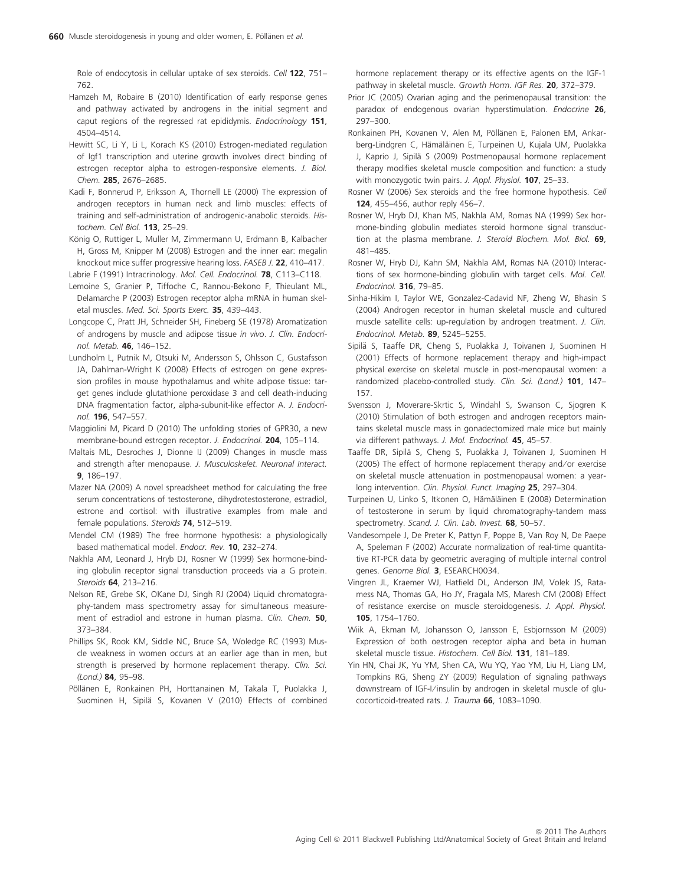Role of endocytosis in cellular uptake of sex steroids. *Cell* **122**, 751–762.

Hamzeh M, Robaire B (2010) Identification of early response genes and pathway activated by androgens in the initial segment and caput regions of the regressed rat epididymis. *Endocrinology* **151**, 4504–4514.

Hewitt SC, Li Y, Li L, Korach KS (2010) Estrogen-mediated regulation of Igf1 transcription and uterine growth involves direct binding of estrogen receptor alpha to estrogen-responsive elements. *J. Biol. Chem.* **285**, 2676–2685.

Kadi F, Bonnerud P, Eriksson A, Thornell LE (2000) The expression of androgen receptors in human neck and limb muscles: effects of training and self-administration of androgenic-anabolic steroids. *Histochem. Cell Biol.* **113**, 25–29.

König O, Ruttiger L, Muller M, Zimmermann U, Erdmann B, Kalbacher H, Gross M, Knipper M (2008) Estrogen and the inner ear: megalin knockout mice suffer progressive hearing loss. *FASEB J.* **22**, 410–417.

Labrie F (1991) Intracrinology. *Mol. Cell. Endocrinol.* **78**, C113–C118.

Lemoine S, Granier P, Tiffoche C, Rannou-Bekono F, Thieulant ML, Delamarche P (2003) Estrogen receptor alpha mRNA in human skeletal muscles. *Med. Sci. Sports Exerc.* **35**, 439–443.

Longcope C, Pratt JH, Schneider SH, Fineberg SE (1978) Aromatization of androgens by muscle and adipose tissue *in vivo*. *J. Clin. Endocrinol. Metab.* **46**, 146–152.

Lundholm L, Putnik M, Otsuki M, Andersson S, Ohlsson C, Gustafsson JA, Dahlman-Wright K (2008) Effects of estrogen on gene expression profiles in mouse hypothalamus and white adipose tissue: target genes include glutathione peroxidase 3 and cell death-inducing DNA fragmentation factor, alpha-subunit-like effector A. *J. Endocrinol.* **196**, 547–557.

Maggiolini M, Picard D (2010) The unfolding stories of GPR30, a new membrane-bound estrogen receptor. *J. Endocrinol.* **204**, 105–114.

Maltais ML, Desroches J, Dionne IJ (2009) Changes in muscle mass and strength after menopause. *J. Musculoskelet. Neuronal Interact.* **9**, 186–197.

Mazer NA (2009) A novel spreadsheet method for calculating the free serum concentrations of testosterone, dihydrotestosterone, estradiol, estrone and cortisol: with illustrative examples from male and female populations. *Steroids* **74**, 512–519.

Mendel CM (1989) The free hormone hypothesis: a physiologically based mathematical model. *Endocr. Rev.* **10**, 232–274.

Nakhla AM, Leonard J, Hryb DJ, Rosner W (1999) Sex hormone-binding globulin receptor signal transduction proceeds via a G protein. *Steroids* **64**, 213–216.

Nelson RE, Grebe SK, OKane DJ, Singh RJ (2004) Liquid chromatography-tandem mass spectrometry assay for simultaneous measurement of estradiol and estrone in human plasma. *Clin. Chem.* **50**, 373–384.

Phillips SK, Rook KM, Siddle NC, Bruce SA, Woledge RC (1993) Muscle weakness in women occurs at an earlier age than in men, but strength is preserved by hormone replacement therapy. *Clin. Sci. (Lond.)* **84**, 95–98.

Pöllänen E, Ronkainen PH, Horttanainen M, Takala T, Puolakka J, Suominen H, Sipilä S, Kovanen V (2010) Effects of combined hormone replacement therapy or its effective agents on the IGF-1 pathway in skeletal muscle. *Growth Horm. IGF Res.* **20**, 372–379.

Prior JC (2005) Ovarian aging and the perimenopausal transition: the paradox of endogenous ovarian hyperstimulation. *Endocrine* **26**, 297–300.

Ronkainen PH, Kovanen V, Alen M, Pöllänen E, Palonen EM, Ankarberg-Lindgren C, Hämäläinen E, Turpeinen U, Kujala UM, Puolakka J, Kaprio J, Sipilä S (2009) Postmenopausal hormone replacement therapy modifies skeletal muscle composition and function: a study with monozygotic twin pairs. *J. Appl. Physiol.* **107**, 25–33.

Rosner W (2006) Sex steroids and the free hormone hypothesis. *Cell* **124**, 455–456, author reply 456–7.

Rosner W, Hryb DJ, Khan MS, Nakhla AM, Romas NA (1999) Sex hormone-binding globulin mediates steroid hormone signal transduction at the plasma membrane. *J. Steroid Biochem. Mol. Biol.* **69**, 481–485.

Rosner W, Hryb DJ, Kahn SM, Nakhla AM, Romas NA (2010) Interactions of sex hormone-binding globulin with target cells. *Mol. Cell. Endocrinol.* **316**, 79–85.

Sinha-Hikim I, Taylor WE, Gonzalez-Cadavid NF, Zheng W, Bhasin S (2004) Androgen receptor in human skeletal muscle and cultured muscle satellite cells: up-regulation by androgen treatment. *J. Clin. Endocrinol. Metab.* **89**, 5245–5255.

Sipilä S, Taaffe DR, Cheng S, Puolakka J, Toivanen J, Suominen H (2001) Effects of hormone replacement therapy and high-impact physical exercise on skeletal muscle in post-menopausal women: a randomized placebo-controlled study. *Clin. Sci. (Lond.)* **101**, 147–157.

Svensson J, Moverare-Skrtic S, Windahl S, Swanson C, Sjogren K (2010) Stimulation of both estrogen and androgen receptors maintains skeletal muscle mass in gonadectomized male mice but mainly via different pathways. *J. Mol. Endocrinol.* **45**, 45–57.

Taaffe DR, Sipilä S, Cheng S, Puolakka J, Toivanen J, Suominen H (2005) The effect of hormone replacement therapy and/or exercise on skeletal muscle attenuation in postmenopausal women: a year-long intervention. *Clin. Physiol. Funct. Imaging* **25**, 297–304.

Turpeinen U, Linko S, Itkonen O, Hämäläinen E (2008) Determination of testosterone in serum by liquid chromatography-tandem mass spectrometry. *Scand. J. Clin. Lab. Invest.* **68**, 50–57.

Vandesompele J, De Preter K, Pattyn F, Poppe B, Van Roy N, De Paepe A, Speleman F (2002) Accurate normalization of real-time quantitative RT-PCR data by geometric averaging of multiple internal control genes. *Genome Biol.* **3**, ESEARCH0034.

Vingren JL, Kraemer WJ, Hatfield DL, Anderson JM, Volek JS, Ratamess NA, Thomas GA, Ho JY, Fragala MS, Maresh CM (2008) Effect of resistance exercise on muscle steroidogenesis. *J. Appl. Physiol.* **105**, 1754–1760.

Wiik A, Ekman M, Johansson O, Jansson E, Esbjornsson M (2009) Expression of both oestrogen receptor alpha and beta in human skeletal muscle tissue. *Histochem. Cell Biol.* **131**, 181–189.

Yin HN, Chai JK, Yu YM, Shen CA, Wu YQ, Yao YM, Liu H, Liang LM, Tompkins RG, Sheng ZY (2009) Regulation of signaling pathways downstream of IGF-I/insulin by androgen in skeletal muscle of glucocorticoid-treated rats. *J. Trauma* **66**, 1083–1090.